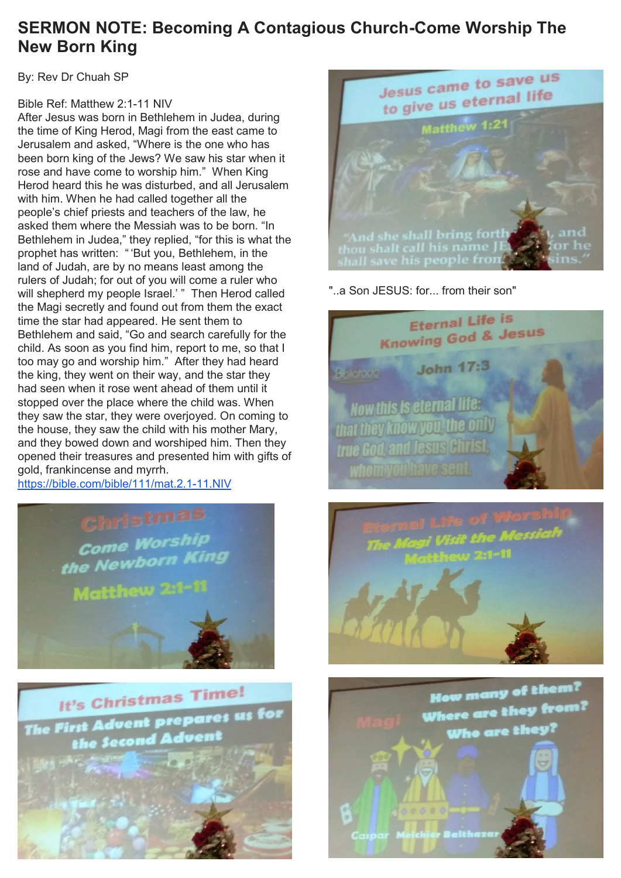# SERMON NOTE: Becoming A Contagious Church-Come Worship The New Born King

By: Rev Dr Chuah SP

Bible Ref: Matthew 2:1-11 NIV

After Jesus was born in Bethlehem in Judea, during the time of King Herod, Magi from the east came to Jerusalem and asked, "Where is the one who has been born king of the Jews? We saw his star when it rose and have come to worship him." When King Herod heard this he was disturbed, and all Jerusalem with him. When he had called together all the people's chief priests and teachers of the law, he asked them where the Messiah was to be born. "In Bethlehem in Judea," they replied, "for this is what the prophet has written: " 'But you, Bethlehem, in the land of Judah, are by no means least among the rulers of Judah; for out of you will come a ruler who will shepherd my people Israel.' " Then Herod called the Magi secretly and found out from them the exact time the star had appeared. He sent them to Bethlehem and said, "Go and search carefully for the child. As soon as you find him, report to me, so that I too may go and worship him." After they had heard the king, they went on their way, and the star they had seen when it rose went ahead of them until it stopped over the place where the child was. When they saw the star, they were overjoyed. On coming to the house, they saw the child with his mother Mary, and they bowed down and worshiped him. Then they opened their treasures and presented him with gifts of gold, frankincense and myrrh.

https://bible.com/bible/111/mat.2.1-11.NIV

"..a Son JESUS: for... from their son"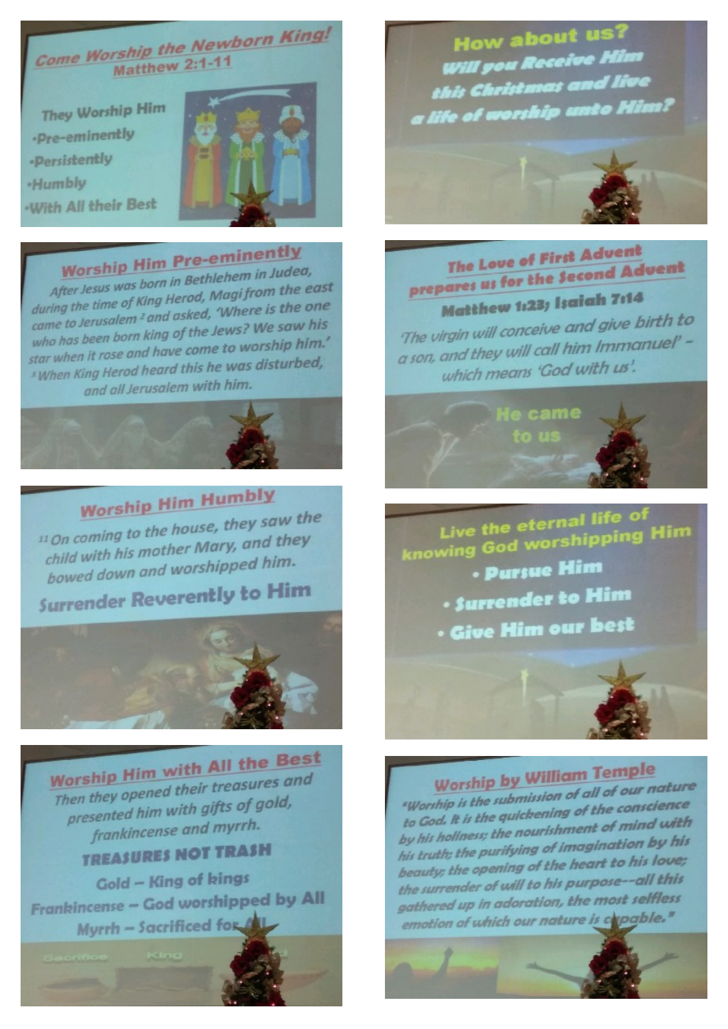## Come Worship the Newborn King!
### Matthew 2:1-11

They Worship Him
- Pre-eminently
- Persistently
- Humbly
- With All their Best

## How about us?
**Will you Receive Him this Christmas and live a life of worship unto Him?**

## Worship Him Pre-eminently

After Jesus was born in Bethlehem in Judea, during the time of King Herod, Magi from the east came to Jerusalem [2] and asked, 'Where is the one who has been born king of the Jews? We saw his star when it rose and have come to worship him.' [3] When King Herod heard this he was disturbed, and all Jerusalem with him.

## The Love of First Advent prepares us for the Second Advent

**Matthew 1:23; Isaiah 7:14**

*'The virgin will conceive and give birth to a son, and they will call him Immanuel' – which means 'God with us'.*

He came to us

## Worship Him Humbly

[11] On coming to the house, they saw the child with his mother Mary, and they bowed down and worshipped him.

**Surrender Reverently to Him**

## Live the eternal life of knowing God worshipping Him

- Pursue Him
- Surrender to Him
- Give Him our best

## Worship Him with All the Best

Then they opened their treasures and presented him with gifts of gold, frankincense and myrrh.

**TREASURES NOT TRASH**

Gold – King of kings
Frankincense – God worshipped by All
Myrrh – Sacrificed for All

Sacrifice King

## Worship by William Temple

*"Worship is the submission of all of our nature to God. It is the quickening of the conscience by his holiness; the nourishment of mind with his truth; the purifying of imagination by his beauty; the opening of the heart to his love; the surrender of will to his purpose--all this gathered up in adoration, the most selfless emotion of which our nature is capable."*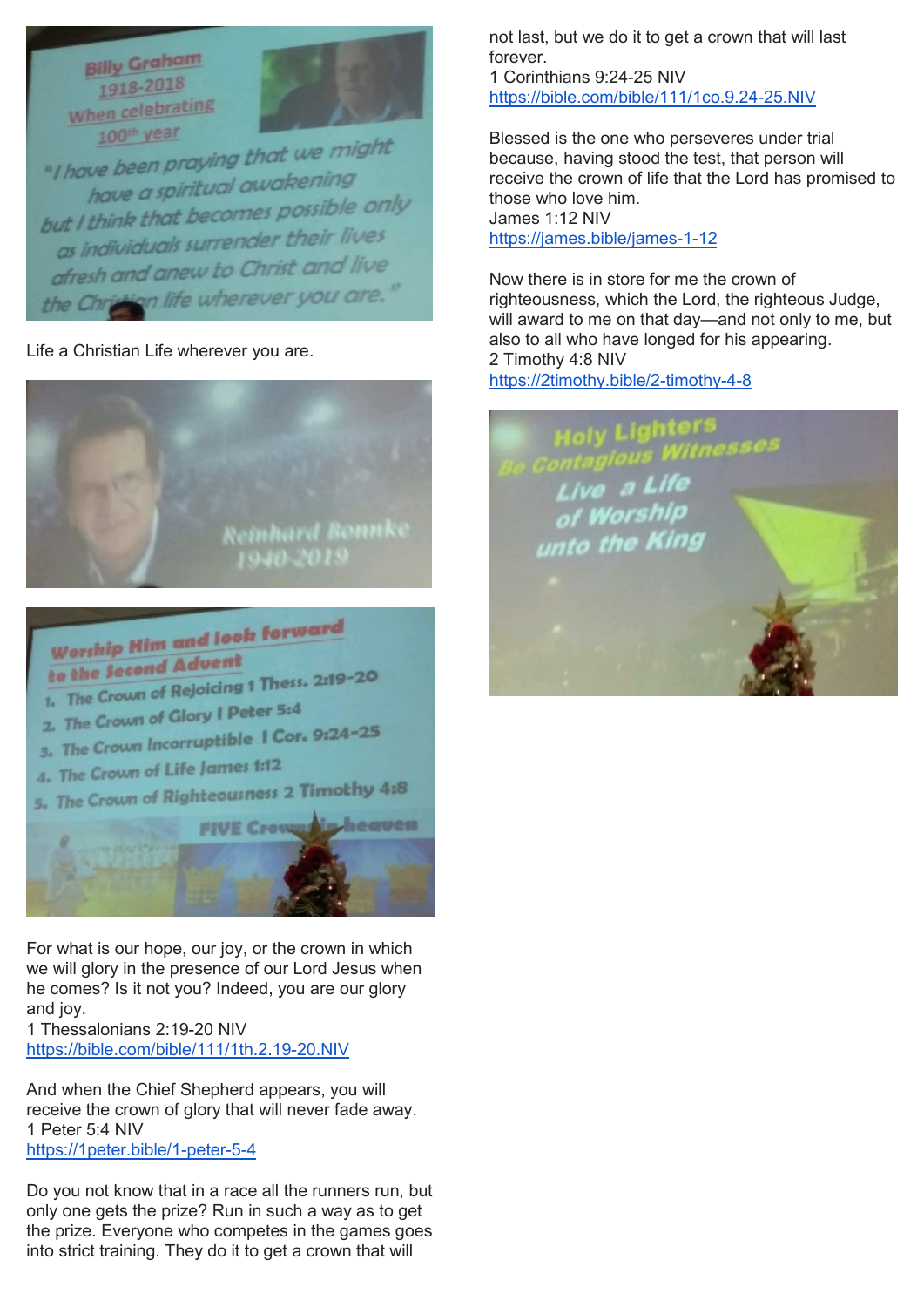Life a Christian Life wherever you are.

For what is our hope, our joy, or the crown in which we will glory in the presence of our Lord Jesus when he comes? Is it not you? Indeed, you are our glory and joy.
1 Thessalonians 2:19-20 NIV
https://bible.com/bible/111/1th.2.19-20.NIV

And when the Chief Shepherd appears, you will receive the crown of glory that will never fade away.
1 Peter 5:4 NIV
https://1peter.bible/1-peter-5-4

Do you not know that in a race all the runners run, but only one gets the prize? Run in such a way as to get the prize. Everyone who competes in the games goes into strict training. They do it to get a crown that will not last, but we do it to get a crown that will last forever.
1 Corinthians 9:24-25 NIV
https://bible.com/bible/111/1co.9.24-25.NIV

Blessed is the one who perseveres under trial because, having stood the test, that person will receive the crown of life that the Lord has promised to those who love him.
James 1:12 NIV
https://james.bible/james-1-12

Now there is in store for me the crown of righteousness, which the Lord, the righteous Judge, will award to me on that day—and not only to me, but also to all who have longed for his appearing.
2 Timothy 4:8 NIV
https://2timothy.bible/2-timothy-4-8